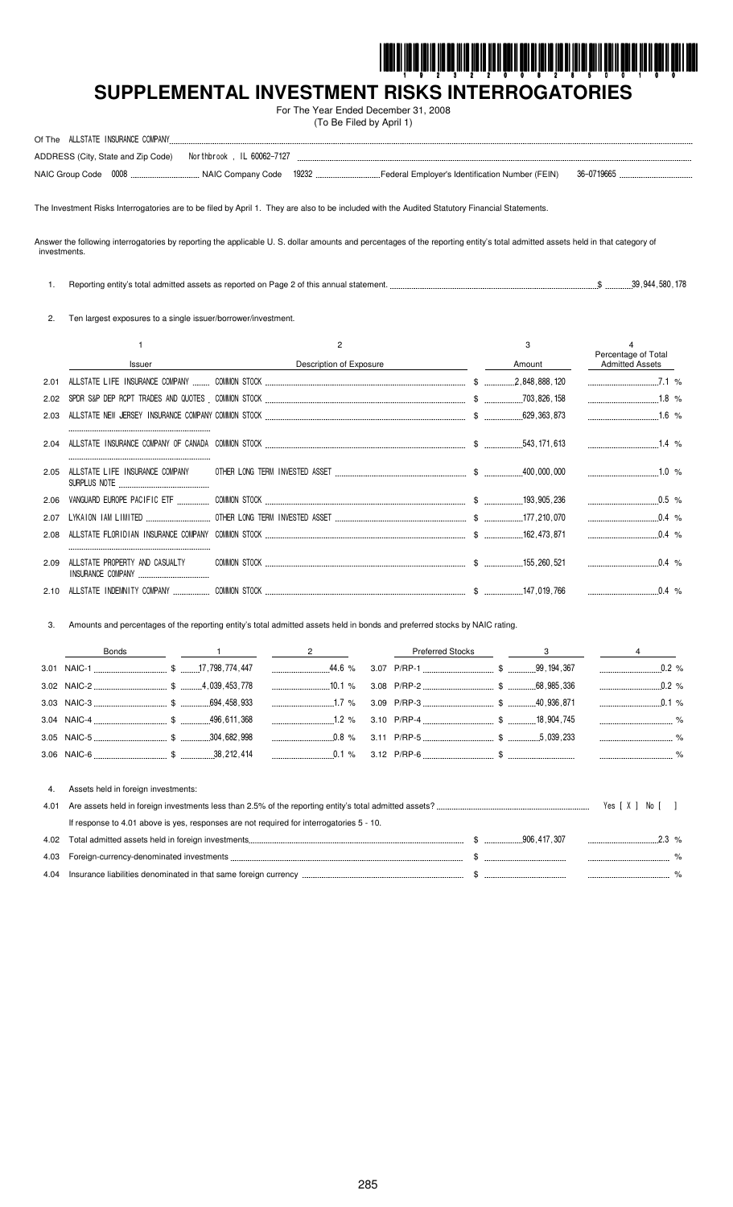# SUPPLEMENTAL INVESTMENT RISKS INTERROGATORIES

For The Year Ended December 31, 2008
(To Be Filed by April 1)

Of The ALLSTATE INSURANCE COMPANY

ADDRESS (City, State and Zip Code) Northbrook , IL 60062-7127

NAIC Group Code 0008 NAIC Company Code 19232 Federal Employer's Identification Number (FEIN) 36-0719665

The Investment Risks Interrogatories are to be filed by April 1. They are also to be included with the Audited Statutory Financial Statements.

Answer the following interrogatories by reporting the applicable U. S. dollar amounts and percentages of the reporting entity's total admitted assets held in that category of investments.

1. Reporting entity's total admitted assets as reported on Page 2 of this annual statement. $ 39,944,580,178

2. Ten largest exposures to a single issuer/borrower/investment.

| | 1<br>Issuer | 2<br>Description of Exposure | 3<br>Amount | 4<br>Percentage of Total Admitted Assets |
|---|---|---|---|---|
| 2.01 | ALLSTATE LIFE INSURANCE COMPANY | COMMON STOCK | $ 2,848,888,120 | 7.1 % |
| 2.02 | SPDR S&P DEP RCPT TRADES AND QUOTES | COMMON STOCK | $ 703,826,158 | 1.8 % |
| 2.03 | ALLSTATE NEW JERSEY INSURANCE COMPANY | COMMON STOCK | $ 629,363,873 | 1.6 % |
| 2.04 | ALLSTATE INSURANCE COMPANY OF CANADA | COMMON STOCK | $ 543,171,613 | 1.4 % |
| 2.05 | ALLSTATE LIFE INSURANCE COMPANY SURPLUS NOTE | OTHER LONG TERM INVESTED ASSET | $ 400,000,000 | 1.0 % |
| 2.06 | VANGUARD EUROPE PACIFIC ETF | COMMON STOCK | $ 193,905,236 | 0.5 % |
| 2.07 | LYKAION IAM LIMITED | OTHER LONG TERM INVESTED ASSET | $ 177,210,070 | 0.4 % |
| 2.08 | ALLSTATE FLORIDIAN INSURANCE COMPANY | COMMON STOCK | $ 162,473,871 | 0.4 % |
| 2.09 | ALLSTATE PROPERTY AND CASUALTY INSURANCE COMPANY | COMMON STOCK | $ 155,260,521 | 0.4 % |
| 2.10 | ALLSTATE INDEMNITY COMPANY | COMMON STOCK | $ 147,019,766 | 0.4 % |

3. Amounts and percentages of the reporting entity's total admitted assets held in bonds and preferred stocks by NAIC rating.

| Bonds | 1 | 2 | Preferred Stocks | 3 | 4 |
|---|---|---|---|---|---|
| 3.01 NAIC-1 | $ 17,798,774,447 | 44.6 % | 3.07 P/RP-1 | $ 99,194,367 | 0.2 % |
| 3.02 NAIC-2 | $ 4,039,453,778 | 10.1 % | 3.08 P/RP-2 | $ 68,985,336 | 0.2 % |
| 3.03 NAIC-3 | $ 694,458,933 | 1.7 % | 3.09 P/RP-3 | $ 40,936,871 | 0.1 % |
| 3.04 NAIC-4 | $ 496,611,368 | 1.2 % | 3.10 P/RP-4 | $ 18,904,745 | % |
| 3.05 NAIC-5 | $ 304,682,998 | 0.8 % | 3.11 P/RP-5 | $ 5,039,233 | % |
| 3.06 NAIC-6 | $ 38,212,414 | 0.1 % | 3.12 P/RP-6 | $ | % |

4. Assets held in foreign investments:

4.01 Are assets held in foreign investments less than 2.5% of the reporting entity's total admitted assets? Yes [ X ] No [ ]

If response to 4.01 above is yes, responses are not required for interrogatories 5 - 10.

| | | | |
|---|---|---|---|
| 4.02 | Total admitted assets held in foreign investments | $ 906,417,307 | 2.3 % |
| 4.03 | Foreign-currency-denominated investments | $ | % |
| 4.04 | Insurance liabilities denominated in that same foreign currency | $ | % |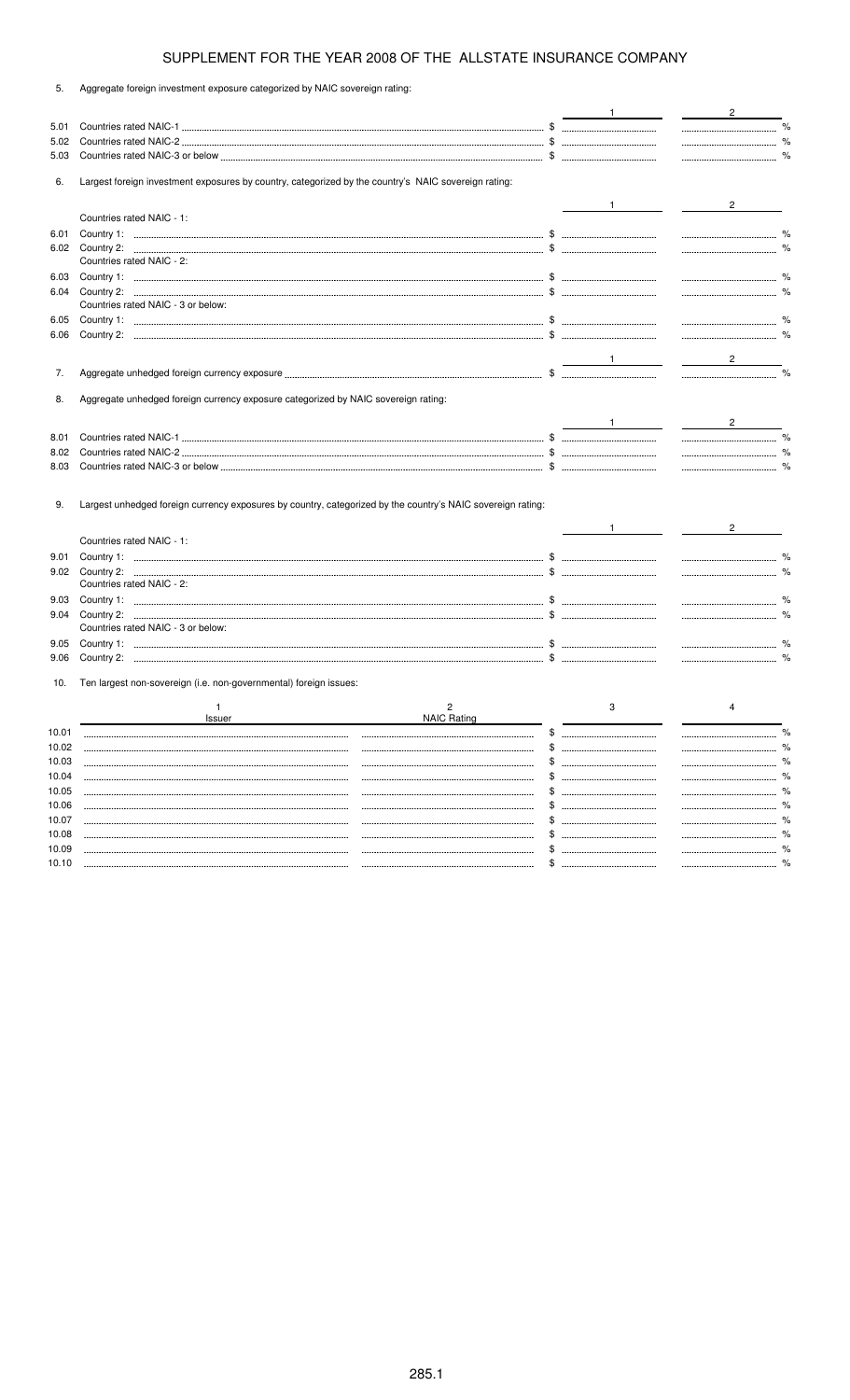# SUPPLEMENT FOR THE YEAR 2008 OF THE ALLSTATE INSURANCE COMPANY

5. Aggregate foreign investment exposure categorized by NAIC sovereign rating:

| | | 1 | 2 |
|---|---|---|---|
| 5.01 | Countries rated NAIC-1 | $ | % |
| 5.02 | Countries rated NAIC-2 | $ | % |
| 5.03 | Countries rated NAIC-3 or below | $ | % |

6. Largest foreign investment exposures by country, categorized by the country's NAIC sovereign rating:

| | | 1 | 2 |
|---|---|---|---|
| | Countries rated NAIC - 1: | | |
| 6.01 | Country 1: | $ | % |
| 6.02 | Country 2: | $ | % |
| | Countries rated NAIC - 2: | | |
| 6.03 | Country 1: | $ | % |
| 6.04 | Country 2: | $ | % |
| | Countries rated NAIC - 3 or below: | | |
| 6.05 | Country 1: | $ | % |
| 6.06 | Country 2: | $ | % |

| | | 1 | 2 |
|---|---|---|---|
| 7. | Aggregate unhedged foreign currency exposure | $ | % |

8. Aggregate unhedged foreign currency exposure categorized by NAIC sovereign rating:

| | | 1 | 2 |
|---|---|---|---|
| 8.01 | Countries rated NAIC-1 | $ | % |
| 8.02 | Countries rated NAIC-2 | $ | % |
| 8.03 | Countries rated NAIC-3 or below | $ | % |

9. Largest unhedged foreign currency exposures by country, categorized by the country's NAIC sovereign rating:

| | | 1 | 2 |
|---|---|---|---|
| | Countries rated NAIC - 1: | | |
| 9.01 | Country 1: | $ | % |
| 9.02 | Country 2: | $ | % |
| | Countries rated NAIC - 2: | | |
| 9.03 | Country 1: | $ | % |
| 9.04 | Country 2: | $ | % |
| | Countries rated NAIC - 3 or below: | | |
| 9.05 | Country 1: | $ | % |
| 9.06 | Country 2: | $ | % |

10. Ten largest non-sovereign (i.e. non-governmental) foreign issues:

| | 1<br>Issuer | 2<br>NAIC Rating | 3 | 4 |
|---|---|---|---|---|
| 10.01 | | | $ | % |
| 10.02 | | | $ | % |
| 10.03 | | | $ | % |
| 10.04 | | | $ | % |
| 10.05 | | | $ | % |
| 10.06 | | | $ | % |
| 10.07 | | | $ | % |
| 10.08 | | | $ | % |
| 10.09 | | | $ | % |
| 10.10 | | | $ | % |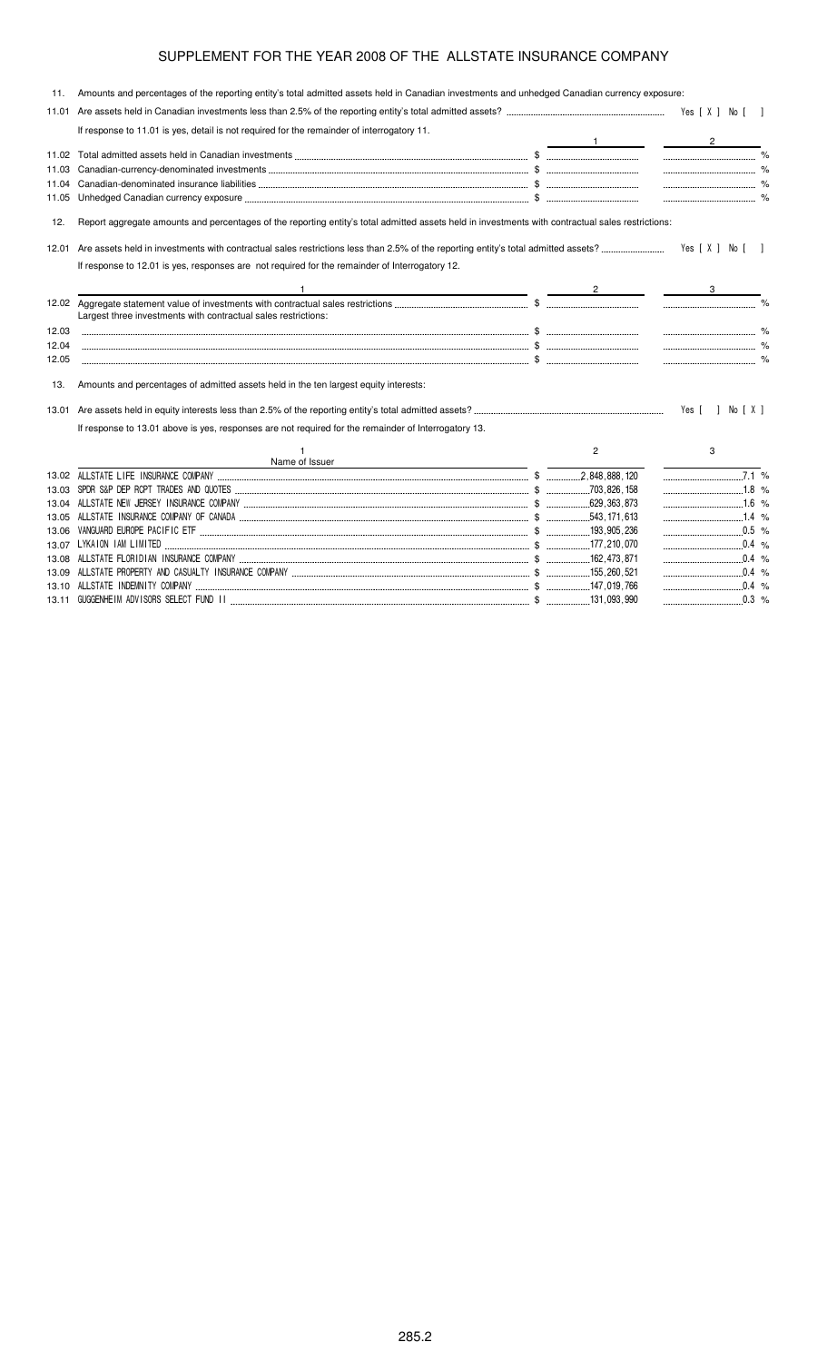# SUPPLEMENT FOR THE YEAR 2008 OF THE ALLSTATE INSURANCE COMPANY

11. Amounts and percentages of the reporting entity's total admitted assets held in Canadian investments and unhedged Canadian currency exposure:

11.01 Are assets held in Canadian investments less than 2.5% of the reporting entity's total admitted assets? Yes [ X ] No [ ]

If response to 11.01 is yes, detail is not required for the remainder of interrogatory 11.

| | | 1 | 2 |
|---|---|---|---|
| 11.02 | Total admitted assets held in Canadian investments | $ | % |
| 11.03 | Canadian-currency-denominated investments | $ | % |
| 11.04 | Canadian-denominated insurance liabilities | $ | % |
| 11.05 | Unhedged Canadian currency exposure | $ | % |

12. Report aggregate amounts and percentages of the reporting entity's total admitted assets held in investments with contractual sales restrictions:

12.01 Are assets held in investments with contractual sales restrictions less than 2.5% of the reporting entity's total admitted assets? Yes [ X ] No [ ]

If response to 12.01 is yes, responses are not required for the remainder of Interrogatory 12.

| | 1 | 2 | 3 |
|---|---|---|---|
| 12.02 | Aggregate statement value of investments with contractual sales restrictions | $ | % |
| | Largest three investments with contractual sales restrictions: | | |
| 12.03 | | $ | % |
| 12.04 | | $ | % |
| 12.05 | | $ | % |

13. Amounts and percentages of admitted assets held in the ten largest equity interests:

13.01 Are assets held in equity interests less than 2.5% of the reporting entity's total admitted assets? Yes [ ] No [ X ]

If response to 13.01 above is yes, responses are not required for the remainder of Interrogatory 13.

| | 1<br>Name of Issuer | 2 | 3 |
|---|---|---|---|
| 13.02 | ALLSTATE LIFE INSURANCE COMPANY | $ 2,848,888,120 | 7.1 % |
| 13.03 | SPDR S&P DEP RCPT TRADES AND QUOTES | $ 703,826,158 | 1.8 % |
| 13.04 | ALLSTATE NEW JERSEY INSURANCE COMPANY | $ 629,363,873 | 1.6 % |
| 13.05 | ALLSTATE INSURANCE COMPANY OF CANADA | $ 543,171,613 | 1.4 % |
| 13.06 | VANGUARD EUROPE PACIFIC ETF | $ 193,905,236 | 0.5 % |
| 13.07 | LYKAION IAM LIMITED | $ 177,210,070 | 0.4 % |
| 13.08 | ALLSTATE FLORIDIAN INSURANCE COMPANY | $ 162,473,871 | 0.4 % |
| 13.09 | ALLSTATE PROPERTY AND CASUALTY INSURANCE COMPANY | $ 155,260,521 | 0.4 % |
| 13.10 | ALLSTATE INDEMNITY COMPANY | $ 147,019,766 | 0.4 % |
| 13.11 | GUGGENHEIM ADVISORS SELECT FUND II | $ 131,093,990 | 0.3 % |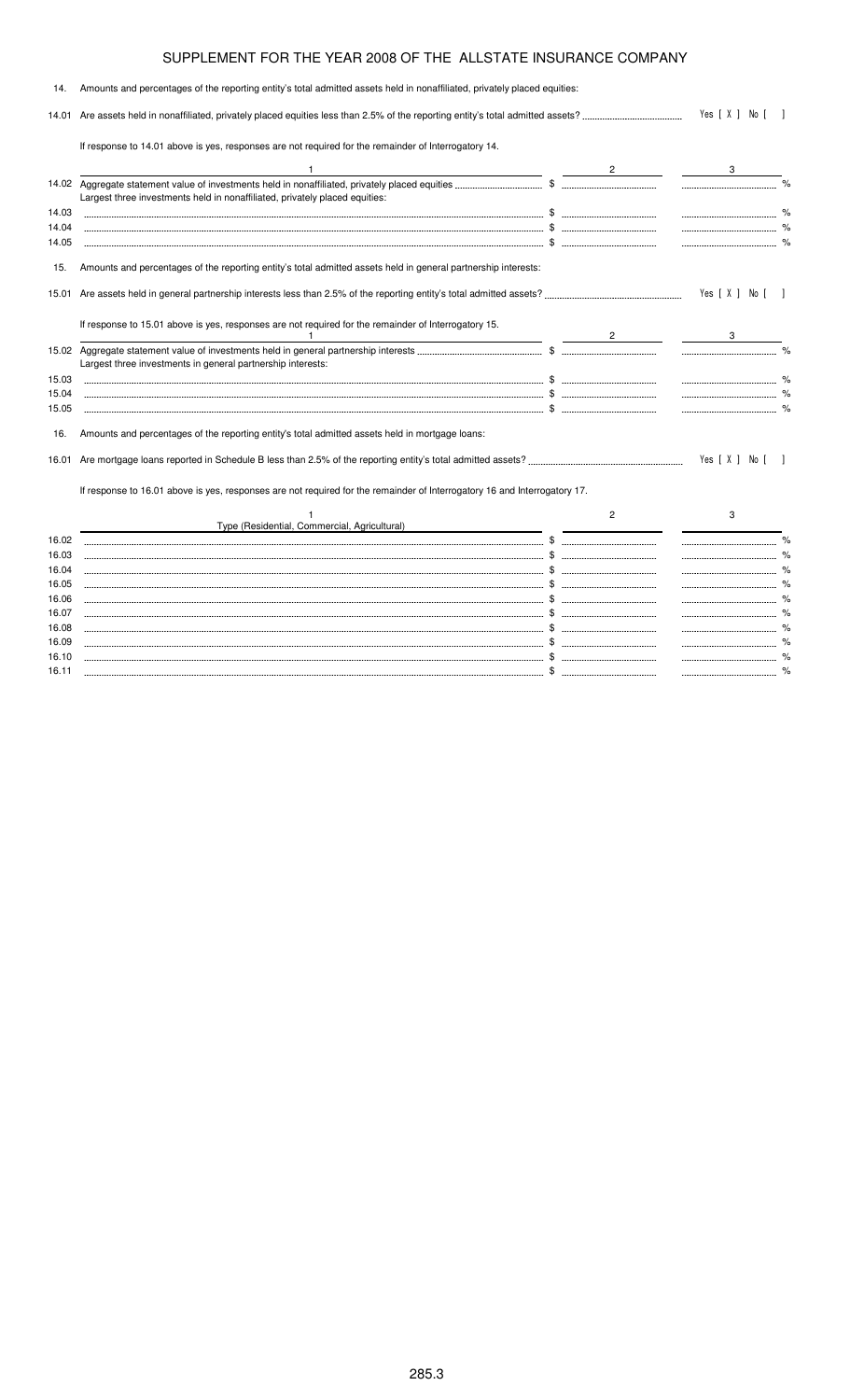# SUPPLEMENT FOR THE YEAR 2008 OF THE ALLSTATE INSURANCE COMPANY

14. Amounts and percentages of the reporting entity's total admitted assets held in nonaffiliated, privately placed equities:

14.01 Are assets held in nonaffiliated, privately placed equities less than 2.5% of the reporting entity's total admitted assets? ....... Yes [ X ] No [ ]

If response to 14.01 above is yes, responses are not required for the remainder of Interrogatory 14.

| | 1 | 2 | 3 |
|---|---|---|---|
| 14.02 | Aggregate statement value of investments held in nonaffiliated, privately placed equities | $ | % |
| | Largest three investments held in nonaffiliated, privately placed equities: | | |
| 14.03 | | $ | % |
| 14.04 | | $ | % |
| 14.05 | | $ | % |

15. Amounts and percentages of the reporting entity's total admitted assets held in general partnership interests:

15.01 Are assets held in general partnership interests less than 2.5% of the reporting entity's total admitted assets? ....... Yes [ X ] No [ ]

If response to 15.01 above is yes, responses are not required for the remainder of Interrogatory 15.

| | 1 | 2 | 3 |
|---|---|---|---|
| 15.02 | Aggregate statement value of investments held in general partnership interests | $ | % |
| | Largest three investments in general partnership interests: | | |
| 15.03 | | $ | % |
| 15.04 | | $ | % |
| 15.05 | | $ | % |

16. Amounts and percentages of the reporting entity's total admitted assets held in mortgage loans:

16.01 Are mortgage loans reported in Schedule B less than 2.5% of the reporting entity's total admitted assets? ....... Yes [ X ] No [ ]

If response to 16.01 above is yes, responses are not required for the remainder of Interrogatory 16 and Interrogatory 17.

| | 1<br>Type (Residential, Commercial, Agricultural) | 2 | 3 |
|---|---|---|---|
| 16.02 | | $ | % |
| 16.03 | | $ | % |
| 16.04 | | $ | % |
| 16.05 | | $ | % |
| 16.06 | | $ | % |
| 16.07 | | $ | % |
| 16.08 | | $ | % |
| 16.09 | | $ | % |
| 16.10 | | $ | % |
| 16.11 | | $ | % |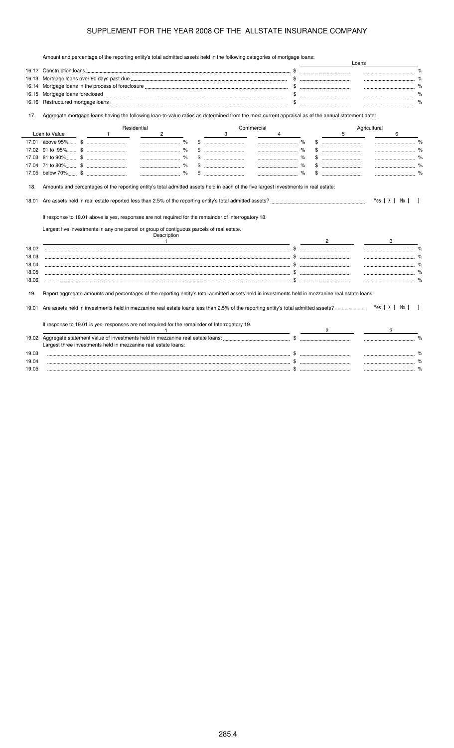# SUPPLEMENT FOR THE YEAR 2008 OF THE ALLSTATE INSURANCE COMPANY

Amount and percentage of the reporting entity's total admitted assets held in the following categories of mortgage loans:

| | | Loans | |
|---|---|---|---|
| 16.12 | Construction loans | $ | % |
| 16.13 | Mortgage loans over 90 days past due | $ | % |
| 16.14 | Mortgage loans in the process of foreclosure | $ | % |
| 16.15 | Mortgage loans foreclosed | $ | % |
| 16.16 | Restructured mortgage loans | $ | % |

17. Aggregate mortgage loans having the following loan-to-value ratios as determined from the most current appraisal as of the annual statement date:

| | Residential | | Commercial | | Agricultural | |
|---|---|---|---|---|---|---|
| Loan to Value | 1 | 2 | 3 | 4 | 5 | 6 |
| 17.01 above 95% | $ | % | $ | % | $ | % |
| 17.02 91 to 95% | $ | % | $ | % | $ | % |
| 17.03 81 to 90% | $ | % | $ | % | $ | % |
| 17.04 71 to 80% | $ | % | $ | % | $ | % |
| 17.05 below 70% | $ | % | $ | % | $ | % |

18. Amounts and percentages of the reporting entity's total admitted assets held in each of the five largest investments in real estate:

18.01 Are assets held in real estate reported less than 2.5% of the reporting entity's total admitted assets? Yes [ X ] No [ ]

If response to 18.01 above is yes, responses are not required for the remainder of Interrogatory 18.

Largest five investments in any one parcel or group of contiguous parcels of real estate.

| | Description 1 | 2 | 3 |
|---|---|---|---|
| 18.02 | | $ | % |
| 18.03 | | $ | % |
| 18.04 | | $ | % |
| 18.05 | | $ | % |
| 18.06 | | $ | % |

19. Report aggregate amounts and percentages of the reporting entity's total admitted assets held in investments held in mezzanine real estate loans:

19.01 Are assets held in investments held in mezzanine real estate loans less than 2.5% of the reporting entity's total admitted assets? Yes [ X ] No [ ]

If response to 19.01 is yes, responses are not required for the remainder of Interrogatory 19.

| | 1 | 2 | 3 |
|---|---|---|---|
| 19.02 | Aggregate statement value of investments held in mezzanine real estate loans: | $ | % |
| | Largest three investments held in mezzanine real estate loans: | | |
| 19.03 | | $ | % |
| 19.04 | | $ | % |
| 19.05 | | $ | % |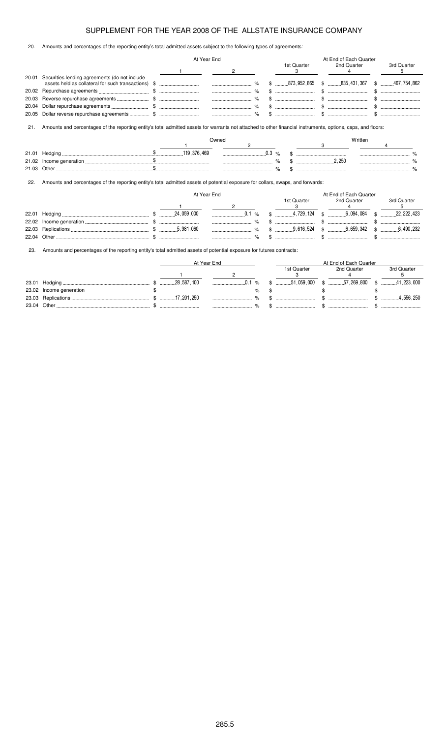# SUPPLEMENT FOR THE YEAR 2008 OF THE ALLSTATE INSURANCE COMPANY

20. Amounts and percentages of the reporting entity's total admitted assets subject to the following types of agreements:

| | At Year End 1 | At Year End 2 | At End of Each Quarter 1st Quarter 3 | At End of Each Quarter 2nd Quarter 4 | At End of Each Quarter 3rd Quarter 5 |
|---|---|---|---|---|---|
| 20.01 Securities lending agreements (do not include assets held as collateral for such transactions) | $ | % | $ 873,952,865 | $ 835,431,367 | $ 467,754,862 |
| 20.02 Repurchase agreements | $ | % | $ | $ | $ |
| 20.03 Reverse repurchase agreements | $ | % | $ | $ | $ |
| 20.04 Dollar repurchase agreements | $ | % | $ | $ | $ |
| 20.05 Dollar reverse repurchase agreements | $ | % | $ | $ | $ |

21. Amounts and percentages of the reporting entity's total admitted assets for warrants not attached to other financial instruments, options, caps, and floors:

| | Owned 1 | Owned 2 | Written 3 | Written 4 |
|---|---|---|---|---|
| 21.01 Hedging | $ 119,376,469 | 0.3 % | $ | % |
| 21.02 Income generation | $ | % | $ 2,250 | % |
| 21.03 Other | $ | % | $ | % |

22. Amounts and percentages of the reporting entity's total admitted assets of potential exposure for collars, swaps, and forwards:

| | At Year End 1 | At Year End 2 | At End of Each Quarter 1st Quarter 3 | At End of Each Quarter 2nd Quarter 4 | At End of Each Quarter 3rd Quarter 5 |
|---|---|---|---|---|---|
| 22.01 Hedging | $ 24,059,000 | 0.1 % | $ 4,729,124 | $ 6,094,084 | $ 22,222,423 |
| 22.02 Income generation | $ | % | $ | $ | $ |
| 22.03 Replications | $ 5,981,060 | % | $ 9,616,524 | $ 6,659,342 | $ 6,490,232 |
| 22.04 Other | $ | % | $ | $ | $ |

23. Amounts and percentages of the reporting entity's total admitted assets of potential exposure for futures contracts:

| | At Year End 1 | At Year End 2 | At End of Each Quarter 1st Quarter 3 | At End of Each Quarter 2nd Quarter 4 | At End of Each Quarter 3rd Quarter 5 |
|---|---|---|---|---|---|
| 23.01 Hedging | $ 28,587,100 | 0.1 % | $ 51,059,000 | $ 57,269,800 | $ 41,223,000 |
| 23.02 Income generation | $ | % | $ | $ | $ |
| 23.03 Replications | $ 17,201,250 | % | $ | $ | $ 4,556,250 |
| 23.04 Other | $ | % | $ | $ | $ |